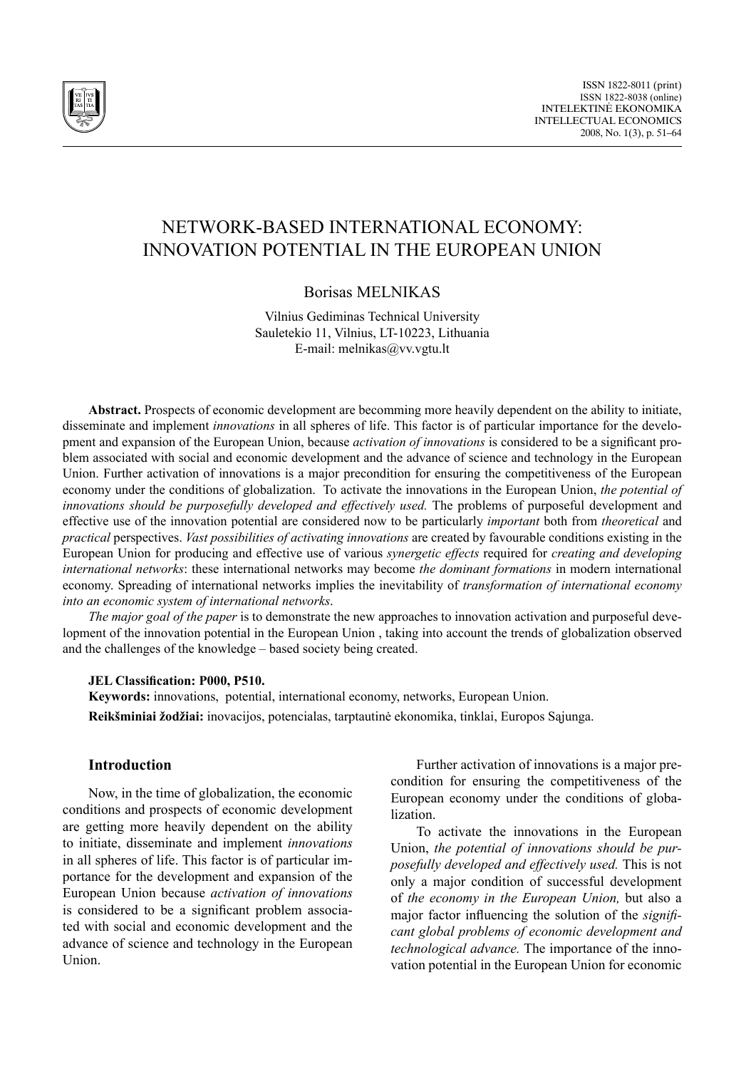# NETWORK-BASED INTERNATIONAL ECONOMY: INNOVATION POTENTIAL IN THE EUROPEAN UNION

Borisas MELNIKAS

Vilnius Gediminas Technical University
Sauletekio 11, Vilnius, LT-10223, Lithuania
E-mail: melnikas@vv.vgtu.lt

**Abstract.** Prospects of economic development are becomming more heavily dependent on the ability to initiate, disseminate and implement *innovations* in all spheres of life. This factor is of particular importance for the development and expansion of the European Union, because *activation of innovations* is considered to be a significant problem associated with social and economic development and the advance of science and technology in the European Union. Further activation of innovations is a major precondition for ensuring the competitiveness of the European economy under the conditions of globalization. To activate the innovations in the European Union, *the potential of innovations should be purposefully developed and effectively used.* The problems of purposeful development and effective use of the innovation potential are considered now to be particularly *important* both from *theoretical* and *practical* perspectives. *Vast possibilities of activating innovations* are created by favourable conditions existing in the European Union for producing and effective use of various *synergetic effects* required for *creating and developing international networks*: these international networks may become *the dominant formations* in modern international economy. Spreading of international networks implies the inevitability of *transformation of international economy into an economic system of international networks*.

*The major goal of the paper* is to demonstrate the new approaches to innovation activation and purposeful development of the innovation potential in the European Union , taking into account the trends of globalization observed and the challenges of the knowledge – based society being created.

**JEL Classification: P000, P510.**

**Keywords:** innovations, potential, international economy, networks, European Union.

**Reikšminiai žodžiai:** inovacijos, potencialas, tarptautinė ekonomika, tinklai, Europos Sąjunga.

## Introduction

Now, in the time of globalization, the economic conditions and prospects of economic development are getting more heavily dependent on the ability to initiate, disseminate and implement *innovations* in all spheres of life. This factor is of particular importance for the development and expansion of the European Union because *activation of innovations* is considered to be a significant problem associated with social and economic development and the advance of science and technology in the European Union.

Further activation of innovations is a major precondition for ensuring the competitiveness of the European economy under the conditions of globalization.

To activate the innovations in the European Union, *the potential of innovations should be purposefully developed and effectively used.* This is not only a major condition of successful development of *the economy in the European Union,* but also a major factor influencing the solution of the *significant global problems of economic development and technological advance.* The importance of the innovation potential in the European Union for economic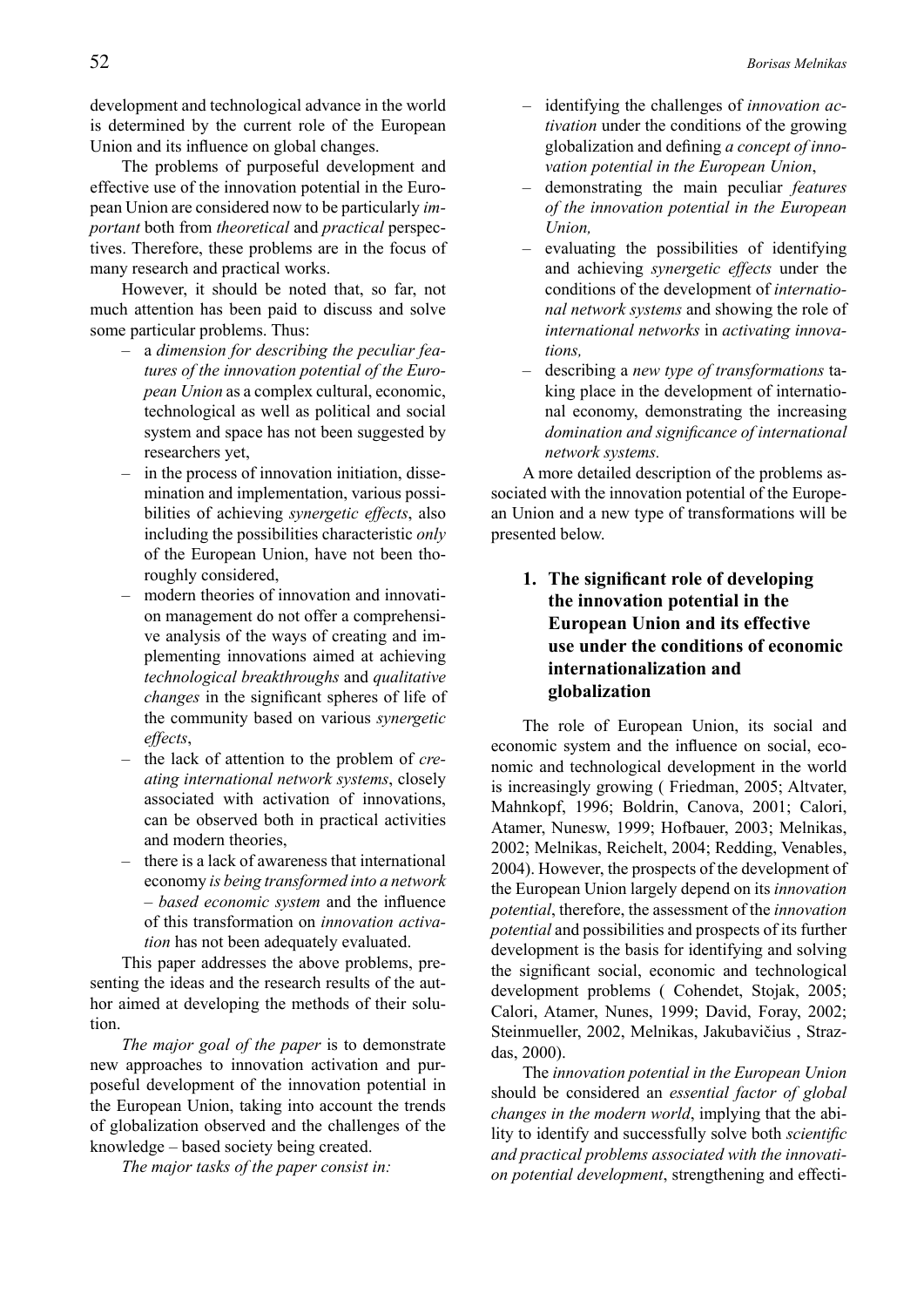development and technological advance in the world is determined by the current role of the European Union and its influence on global changes.

The problems of purposeful development and effective use of the innovation potential in the European Union are considered now to be particularly *important* both from *theoretical* and *practical* perspectives. Therefore, these problems are in the focus of many research and practical works.

However, it should be noted that, so far, not much attention has been paid to discuss and solve some particular problems. Thus:

- a *dimension for describing the peculiar features of the innovation potential of the European Union* as a complex cultural, economic, technological as well as political and social system and space has not been suggested by researchers yet,
- in the process of innovation initiation, dissemination and implementation, various possibilities of achieving *synergetic effects*, also including the possibilities characteristic *only* of the European Union, have not been thoroughly considered,
- modern theories of innovation and innovation management do not offer a comprehensive analysis of the ways of creating and implementing innovations aimed at achieving *technological breakthroughs* and *qualitative changes* in the significant spheres of life of the community based on various *synergetic effects*,
- the lack of attention to the problem of *creating international network systems*, closely associated with activation of innovations, can be observed both in practical activities and modern theories,
- there is a lack of awareness that international economy *is being transformed into a network – based economic system* and the influence of this transformation on *innovation activation* has not been adequately evaluated.

This paper addresses the above problems, presenting the ideas and the research results of the author aimed at developing the methods of their solution.

*The major goal of the paper* is to demonstrate new approaches to innovation activation and purposeful development of the innovation potential in the European Union, taking into account the trends of globalization observed and the challenges of the knowledge – based society being created.

*The major tasks of the paper consist in:*

- identifying the challenges of *innovation activation* under the conditions of the growing globalization and defining *a concept of innovation potential in the European Union*,
- demonstrating the main peculiar *features of the innovation potential in the European Union,*
- evaluating the possibilities of identifying and achieving *synergetic effects* under the conditions of the development of *international network systems* and showing the role of *international networks* in *activating innovations,*
- describing a *new type of transformations* taking place in the development of international economy, demonstrating the increasing *domination and significance of international network systems.*

A more detailed description of the problems associated with the innovation potential of the European Union and a new type of transformations will be presented below.

## 1. The significant role of developing the innovation potential in the European Union and its effective use under the conditions of economic internationalization and globalization

The role of European Union, its social and economic system and the influence on social, economic and technological development in the world is increasingly growing ( Friedman, 2005; Altvater, Mahnkopf, 1996; Boldrin, Canova, 2001; Calori, Atamer, Nunesw, 1999; Hofbauer, 2003; Melnikas, 2002; Melnikas, Reichelt, 2004; Redding, Venables, 2004). However, the prospects of the development of the European Union largely depend on its *innovation potential*, therefore, the assessment of the *innovation potential* and possibilities and prospects of its further development is the basis for identifying and solving the significant social, economic and technological development problems ( Cohendet, Stojak, 2005; Calori, Atamer, Nunes, 1999; David, Foray, 2002; Steinmueller, 2002, Melnikas, Jakubavičius , Strazdas, 2000).

The *innovation potential in the European Union* should be considered an *essential factor of global changes in the modern world*, implying that the ability to identify and successfully solve both *scientific and practical problems associated with the innovation potential development*, strengthening and effecti-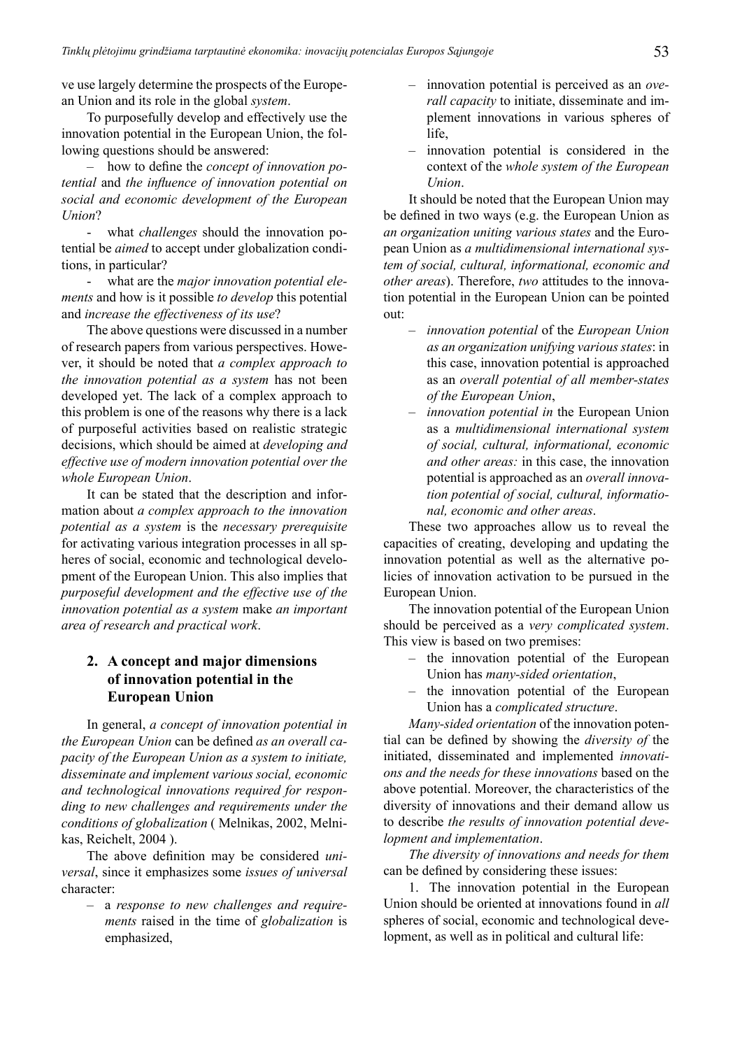ve use largely determine the prospects of the European Union and its role in the global *system*.

To purposefully develop and effectively use the innovation potential in the European Union, the following questions should be answered:

– how to define the *concept of innovation potential* and *the influence of innovation potential on social and economic development of the European Union*?

- what *challenges* should the innovation potential be *aimed* to accept under globalization conditions, in particular?

- what are the *major innovation potential elements* and how is it possible *to develop* this potential and *increase the effectiveness of its use*?

The above questions were discussed in a number of research papers from various perspectives. However, it should be noted that *a complex approach to the innovation potential as a system* has not been developed yet. The lack of a complex approach to this problem is one of the reasons why there is a lack of purposeful activities based on realistic strategic decisions, which should be aimed at *developing and effective use of modern innovation potential over the whole European Union*.

It can be stated that the description and information about *a complex approach to the innovation potential as a system* is the *necessary prerequisite* for activating various integration processes in all spheres of social, economic and technological development of the European Union. This also implies that *purposeful development and the effective use of the innovation potential as a system* make *an important area of research and practical work*.

## 2. A concept and major dimensions of innovation potential in the European Union

In general, *a concept of innovation potential in the European Union* can be defined *as an overall capacity of the European Union as a system to initiate, disseminate and implement various social, economic and technological innovations required for responding to new challenges and requirements under the conditions of globalization* ( Melnikas, 2002, Melnikas, Reichelt, 2004 ).

The above definition may be considered *universal*, since it emphasizes some *issues of universal* character:

- a *response to new challenges and requirements* raised in the time of *globalization* is emphasized,
- innovation potential is perceived as an *overall capacity* to initiate, disseminate and implement innovations in various spheres of life,
- innovation potential is considered in the context of the *whole system of the European Union*.

It should be noted that the European Union may be defined in two ways (e.g. the European Union as *an organization uniting various states* and the European Union as *a multidimensional international system of social, cultural, informational, economic and other areas*). Therefore, *two* attitudes to the innovation potential in the European Union can be pointed out:

- *innovation potential* of the *European Union as an organization unifying various states*: in this case, innovation potential is approached as an *overall potential of all member-states of the European Union*,
- *innovation potential in* the European Union as a *multidimensional international system of social, cultural, informational, economic and other areas:* in this case, the innovation potential is approached as an *overall innovation potential of social, cultural, informational, economic and other areas*.

These two approaches allow us to reveal the capacities of creating, developing and updating the innovation potential as well as the alternative policies of innovation activation to be pursued in the European Union.

The innovation potential of the European Union should be perceived as a *very complicated system*. This view is based on two premises:

- the innovation potential of the European Union has *many-sided orientation*,
- the innovation potential of the European Union has a *complicated structure*.

*Many-sided orientation* of the innovation potential can be defined by showing the *diversity of* the initiated, disseminated and implemented *innovations and the needs for these innovations* based on the above potential. Moreover, the characteristics of the diversity of innovations and their demand allow us to describe *the results of innovation potential development and implementation*.

*The diversity of innovations and needs for them* can be defined by considering these issues:

1. The innovation potential in the European Union should be oriented at innovations found in *all* spheres of social, economic and technological development, as well as in political and cultural life: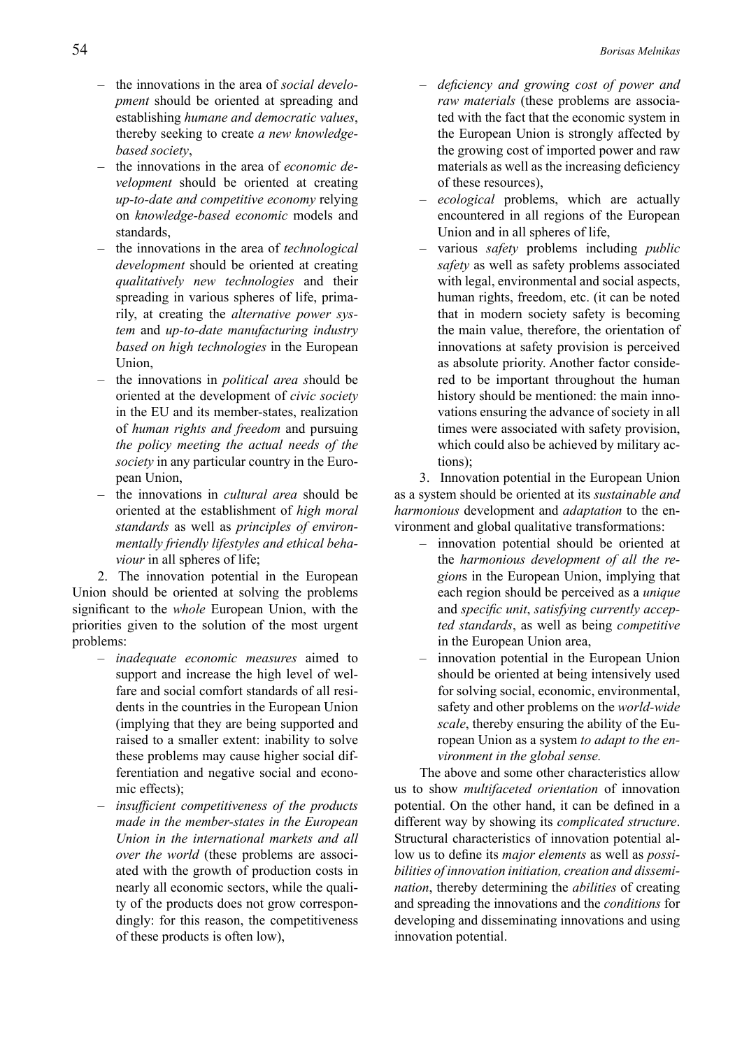- the innovations in the area of *social development* should be oriented at spreading and establishing *humane and democratic values*, thereby seeking to create *a new knowledge-based society*,
- the innovations in the area of *economic development* should be oriented at creating *up-to-date and competitive economy* relying on *knowledge-based economic* models and standards,
- the innovations in the area of *technological development* should be oriented at creating *qualitatively new technologies* and their spreading in various spheres of life, primarily, at creating the *alternative power system* and *up-to-date manufacturing industry based on high technologies* in the European Union,
- the innovations in *political area s*hould be oriented at the development of *civic society* in the EU and its member-states, realization of *human rights and freedom* and pursuing *the policy meeting the actual needs of the society* in any particular country in the European Union,
- the innovations in *cultural area* should be oriented at the establishment of *high moral standards* as well as *principles of environmentally friendly lifestyles and ethical behaviour* in all spheres of life;

2. The innovation potential in the European Union should be oriented at solving the problems significant to the *whole* European Union, with the priorities given to the solution of the most urgent problems:

- *inadequate economic measures* aimed to support and increase the high level of welfare and social comfort standards of all residents in the countries in the European Union (implying that they are being supported and raised to a smaller extent: inability to solve these problems may cause higher social differentiation and negative social and economic effects);
- *insufficient competitiveness of the products made in the member-states in the European Union in the international markets and all over the world* (these problems are associated with the growth of production costs in nearly all economic sectors, while the quality of the products does not grow correspondingly: for this reason, the competitiveness of these products is often low),
- *deficiency and growing cost of power and raw materials* (these problems are associated with the fact that the economic system in the European Union is strongly affected by the growing cost of imported power and raw materials as well as the increasing deficiency of these resources),
- *ecological* problems, which are actually encountered in all regions of the European Union and in all spheres of life,
- various *safety* problems including *public safety* as well as safety problems associated with legal, environmental and social aspects, human rights, freedom, etc. (it can be noted that in modern society safety is becoming the main value, therefore, the orientation of innovations at safety provision is perceived as absolute priority. Another factor considered to be important throughout the human history should be mentioned: the main innovations ensuring the advance of society in all times were associated with safety provision, which could also be achieved by military actions);

3. Innovation potential in the European Union as a system should be oriented at its *sustainable and harmonious* development and *adaptation* to the environment and global qualitative transformations:

- innovation potential should be oriented at the *harmonious development of all the region*s in the European Union, implying that each region should be perceived as a *unique* and *specific unit*, *satisfying currently accepted standards*, as well as being *competitive* in the European Union area,
- innovation potential in the European Union should be oriented at being intensively used for solving social, economic, environmental, safety and other problems on the *world-wide scale*, thereby ensuring the ability of the European Union as a system *to adapt to the environment in the global sense.*

The above and some other characteristics allow us to show *multifaceted orientation* of innovation potential. On the other hand, it can be defined in a different way by showing its *complicated structure*. Structural characteristics of innovation potential allow us to define its *major elements* as well as *possibilities of innovation initiation, creation and dissemination*, thereby determining the *abilities* of creating and spreading the innovations and the *conditions* for developing and disseminating innovations and using innovation potential.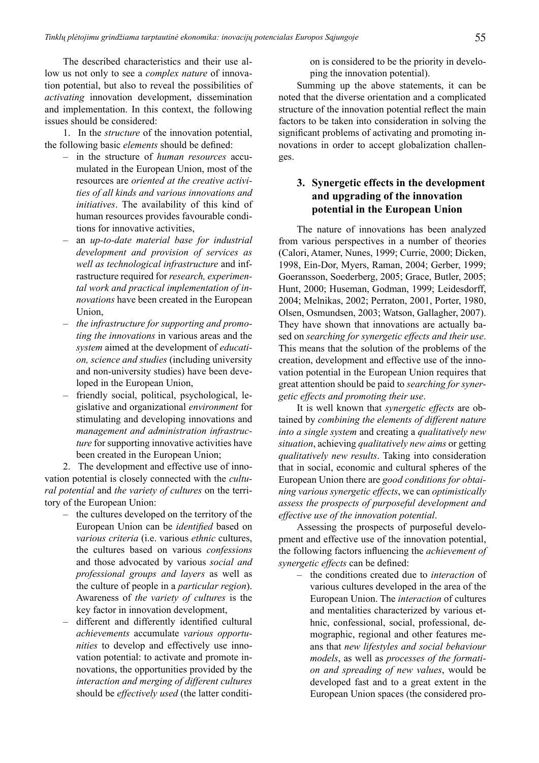The described characteristics and their use allow us not only to see a *complex nature* of innovation potential, but also to reveal the possibilities of *activating* innovation development, dissemination and implementation. In this context, the following issues should be considered:

1. In the *structure* of the innovation potential, the following basic *elements* should be defined:
   - in the structure of *human resources* accumulated in the European Union, most of the resources are *oriented at the creative activities of all kinds and various innovations and initiatives*. The availability of this kind of human resources provides favourable conditions for innovative activities,
   - an *up-to-date material base for industrial development and provision of services as well as technological infrastructure* and infrastructure required for *research, experimental work and practical implementation of innovations* have been created in the European Union,
   - *the infrastructure for supporting and promoting the innovations* in various areas and the *system* aimed at the development of *education, science and studies* (including university and non-university studies) have been developed in the European Union,
   - friendly social, political, psychological, legislative and organizational *environment* for stimulating and developing innovations and *management and administration infrastructure* for supporting innovative activities have been created in the European Union;

2. The development and effective use of innovation potential is closely connected with the *cultural potential* and *the variety of cultures* on the territory of the European Union:
   - the cultures developed on the territory of the European Union can be *identified* based on *various criteria* (i.e. various *ethnic* cultures, the cultures based on various *confessions* and those advocated by various *social and professional groups and layers* as well as the culture of people in a *particular region*). Awareness of *the variety of cultures* is the key factor in innovation development,
   - different and differently identified cultural *achievements* accumulate *various opportunities* to develop and effectively use innovation potential: to activate and promote innovations, the opportunities provided by the *interaction and merging of different cultures* should be *effectively used* (the latter condition is considered to be the priority in developing the innovation potential).

Summing up the above statements, it can be noted that the diverse orientation and a complicated structure of the innovation potential reflect the main factors to be taken into consideration in solving the significant problems of activating and promoting innovations in order to accept globalization challenges.

## 3. Synergetic effects in the development and upgrading of the innovation potential in the European Union

The nature of innovations has been analyzed from various perspectives in a number of theories (Calori, Atamer, Nunes, 1999; Currie, 2000; Dicken, 1998, Ein-Dor, Myers, Raman, 2004; Gerber, 1999; Goeransson, Soederberg, 2005; Grace, Butler, 2005; Hunt, 2000; Huseman, Godman, 1999; Leidesdorff, 2004; Melnikas, 2002; Perraton, 2001, Porter, 1980, Olsen, Osmundsen, 2003; Watson, Gallagher, 2007). They have shown that innovations are actually based on *searching for synergetic effects and their use*. This means that the solution of the problems of the creation, development and effective use of the innovation potential in the European Union requires that great attention should be paid to *searching for synergetic effects and promoting their use*.

It is well known that *synergetic effects* are obtained by *combining the elements of different nature into a single system* and creating a *qualitatively new situation*, achieving *qualitatively new aims* or getting *qualitatively new results*. Taking into consideration that in social, economic and cultural spheres of the European Union there are *good conditions for obtaining various synergetic effects*, we can *optimistically assess the prospects of purposeful development and effective use of the innovation potential*.

Assessing the prospects of purposeful development and effective use of the innovation potential, the following factors influencing the *achievement of synergetic effects* can be defined:

- the conditions created due to *interaction* of various cultures developed in the area of the European Union. The *interaction* of cultures and mentalities characterized by various ethnic, confessional, social, professional, demographic, regional and other features means that *new lifestyles and social behaviour models*, as well as *processes of the formation and spreading of new values*, would be developed fast and to a great extent in the European Union spaces (the considered pro-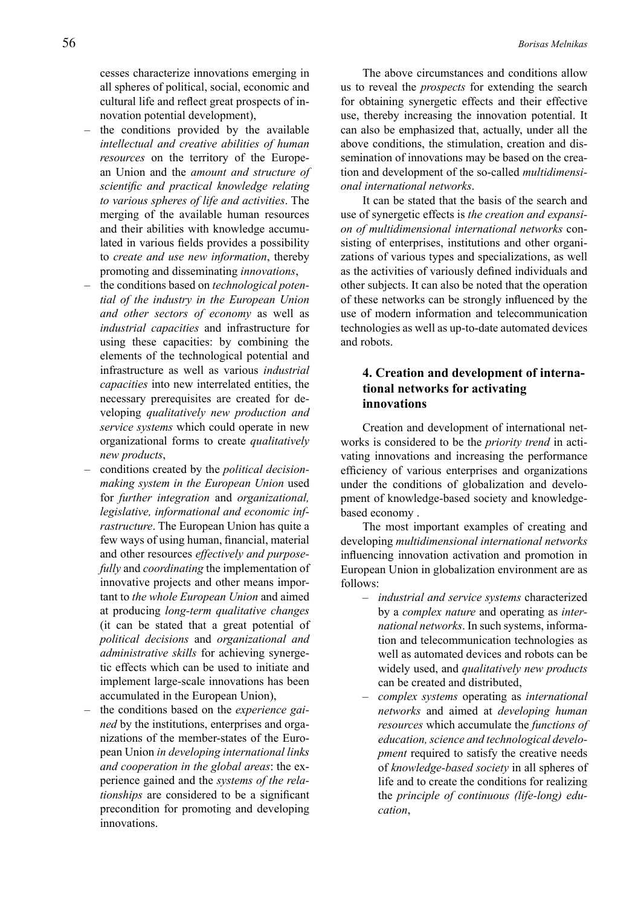cesses characterize innovations emerging in all spheres of political, social, economic and cultural life and reflect great prospects of innovation potential development),

- the conditions provided by the available *intellectual and creative abilities of human resources* on the territory of the European Union and the *amount and structure of scientific and practical knowledge relating to various spheres of life and activities*. The merging of the available human resources and their abilities with knowledge accumulated in various fields provides a possibility to *create and use new information*, thereby promoting and disseminating *innovations*,
- the conditions based on *technological potential of the industry in the European Union and other sectors of economy* as well as *industrial capacities* and infrastructure for using these capacities: by combining the elements of the technological potential and infrastructure as well as various *industrial capacities* into new interrelated entities, the necessary prerequisites are created for developing *qualitatively new production and service systems* which could operate in new organizational forms to create *qualitatively new products*,
- conditions created by the *political decision-making system in the European Union* used for *further integration* and *organizational, legislative, informational and economic infrastructure*. The European Union has quite a few ways of using human, financial, material and other resources *effectively and purposefully* and *coordinating* the implementation of innovative projects and other means important to *the whole European Union* and aimed at producing *long-term qualitative changes* (it can be stated that a great potential of *political decisions* and *organizational and administrative skills* for achieving synergetic effects which can be used to initiate and implement large-scale innovations has been accumulated in the European Union),
- the conditions based on the *experience gained* by the institutions, enterprises and organizations of the member-states of the European Union *in developing international links and cooperation in the global areas*: the experience gained and the *systems of the relationships* are considered to be a significant precondition for promoting and developing innovations.

The above circumstances and conditions allow us to reveal the *prospects* for extending the search for obtaining synergetic effects and their effective use, thereby increasing the innovation potential. It can also be emphasized that, actually, under all the above conditions, the stimulation, creation and dissemination of innovations may be based on the creation and development of the so-called *multidimensional international networks*.

It can be stated that the basis of the search and use of synergetic effects is *the creation and expansion of multidimensional international networks* consisting of enterprises, institutions and other organizations of various types and specializations, as well as the activities of variously defined individuals and other subjects. It can also be noted that the operation of these networks can be strongly influenced by the use of modern information and telecommunication technologies as well as up-to-date automated devices and robots.

## 4. Creation and development of international networks for activating innovations

Creation and development of international networks is considered to be the *priority trend* in activating innovations and increasing the performance efficiency of various enterprises and organizations under the conditions of globalization and development of knowledge-based society and knowledge-based economy .

The most important examples of creating and developing *multidimensional international networks* influencing innovation activation and promotion in European Union in globalization environment are as follows:

- *industrial and service systems* characterized by a *complex nature* and operating as *international networks*. In such systems, information and telecommunication technologies as well as automated devices and robots can be widely used, and *qualitatively new products* can be created and distributed,
- *complex systems* operating as *international networks* and aimed at *developing human resources* which accumulate the *functions of education, science and technological development* required to satisfy the creative needs of *knowledge-based society* in all spheres of life and to create the conditions for realizing the *principle of continuous (life-long) education*,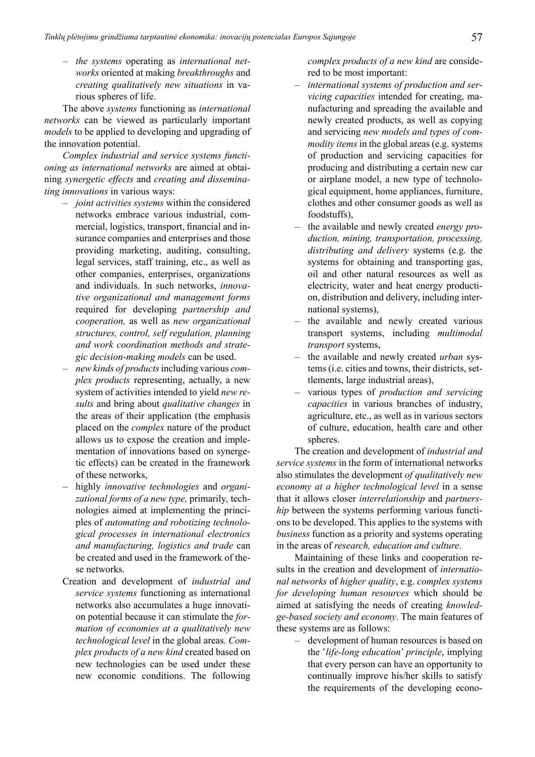– *the systems* operating as *international networks* oriented at making *breakthroughs* and *creating qualitatively new situations* in various spheres of life.

The above *systems* functioning as *international networks* can be viewed as particularly important *models* to be applied to developing and upgrading of the innovation potential.

*Complex industrial and service systems functioning as international networks* are aimed at obtaining *synergetic effects* and *creating and disseminating innovations* in various ways:

– *joint activities systems* within the considered networks embrace various industrial, commercial, logistics, transport, financial and insurance companies and enterprises and those providing marketing, auditing, consulting, legal services, staff training, etc., as well as other companies, enterprises, organizations and individuals. In such networks, *innovative organizational and management forms* required for developing *partnership and cooperation,* as well as *new organizational structures, control, self regulation, planning and work coordination methods and strategic decision-making models* can be used.
– *new kinds of products* including various *complex products* representing, actually, a new system of activities intended to yield *new results* and bring about *qualitative changes* in the areas of their application (the emphasis placed on the *complex* nature of the product allows us to expose the creation and implementation of innovations based on synergetic effects) can be created in the framework of these networks,
– highly *innovative technologies* and *organizational forms of a new type,* primarily*,* technologies aimed at implementing the principles of *automating and robotizing technological processes in international electronics and manufacturing, logistics and trade* can be created and used in the framework of these networks.

Creation and development of *industrial and service systems* functioning as international networks also accumulates a huge innovation potential because it can stimulate the *formation of economies at a qualitatively new technological level* in the global areas*. Complex products of a new kind* created based on new technologies can be used under these new economic conditions. The following *complex products of a new kind* are considered to be most important:

– *international systems of production and servicing capacities* intended for creating, manufacturing and spreading the available and newly created products, as well as copying and servicing *new models and types of commodity items* in the global areas (e.g. systems of production and servicing capacities for producing and distributing a certain new car or airplane model, a new type of technological equipment, home appliances, furniture, clothes and other consumer goods as well as foodstuffs),
– the available and newly created *energy production, mining, transportation, processing, distributing and delivery* systems (e.g. the systems for obtaining and transporting gas, oil and other natural resources as well as electricity, water and heat energy production, distribution and delivery, including international systems),
– the available and newly created various transport systems, including *multimodal transport* systems,
– the available and newly created *urban* systems (i.e. cities and towns, their districts, settlements, large industrial areas),
– various types of *production and servicing capacities* in various branches of industry, agriculture, etc., as well as in various sectors of culture, education, health care and other spheres.

The creation and development of *industrial and service systems* in the form of international networks also stimulates the development *of qualitatively new economy at a higher technological level* in a sense that it allows closer *interrelationship* and *partnership* between the systems performing various functions to be developed. This applies to the systems with *business* function as a priority and systems operating in the areas of *research, education and culture*.

Maintaining of these links and cooperation results in the creation and development of *international networks* of *higher quality*, e.g. *complex systems for developing human resources* which should be aimed at satisfying the needs of creating *knowledge-based society and economy*. The main features of these systems are as follows:

– development of human resources is based on the '*life-long education*' *principle*, implying that every person can have an opportunity to continually improve his/her skills to satisfy the requirements of the developing econo-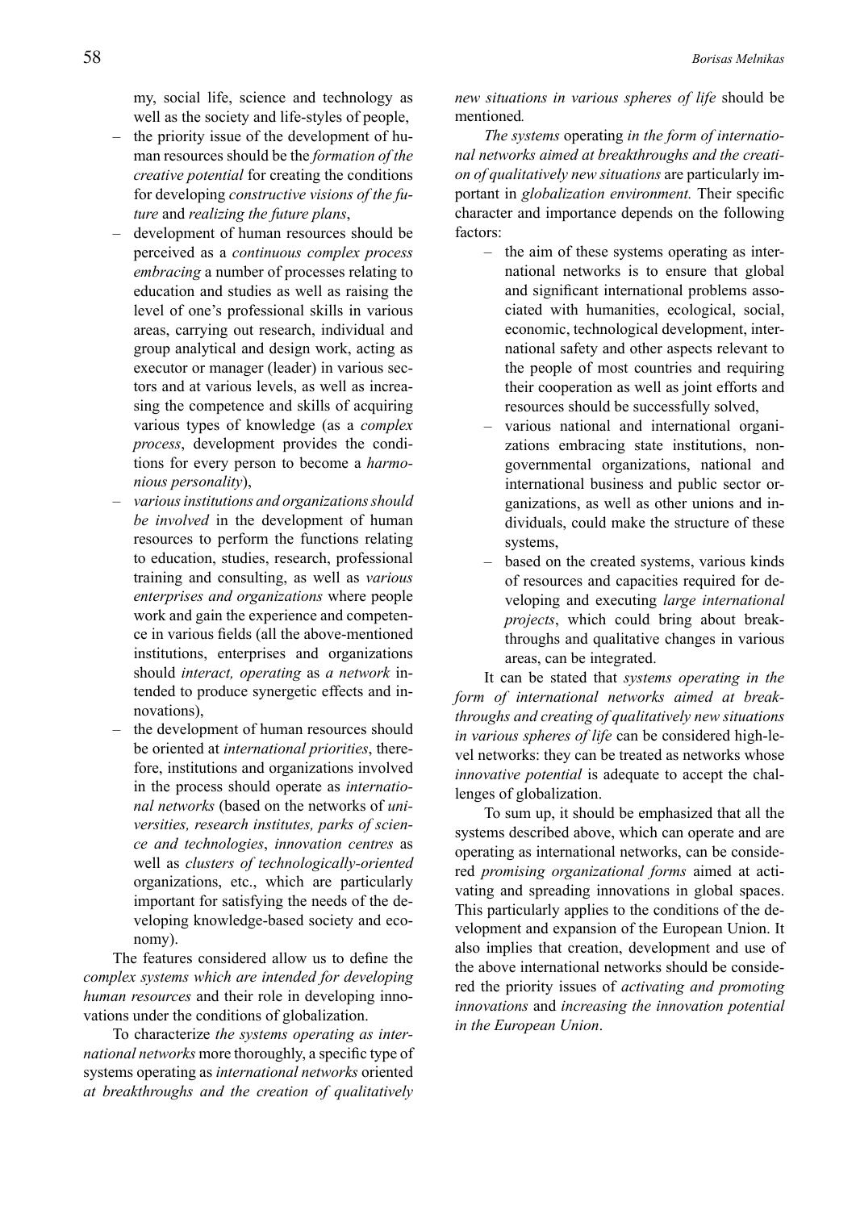my, social life, science and technology as well as the society and life-styles of people,

- the priority issue of the development of human resources should be the *formation of the creative potential* for creating the conditions for developing *constructive visions of the future* and *realizing the future plans*,
- development of human resources should be perceived as a *continuous complex process embracing* a number of processes relating to education and studies as well as raising the level of one's professional skills in various areas, carrying out research, individual and group analytical and design work, acting as executor or manager (leader) in various sectors and at various levels, as well as increasing the competence and skills of acquiring various types of knowledge (as a *complex process*, development provides the conditions for every person to become a *harmonious personality*),
- *various institutions and organizations should be involved* in the development of human resources to perform the functions relating to education, studies, research, professional training and consulting, as well as *various enterprises and organizations* where people work and gain the experience and competence in various fields (all the above-mentioned institutions, enterprises and organizations should *interact, operating* as *a network* intended to produce synergetic effects and innovations),
- the development of human resources should be oriented at *international priorities*, therefore, institutions and organizations involved in the process should operate as *international networks* (based on the networks of *universities, research institutes, parks of science and technologies*, *innovation centres* as well as *clusters of technologically-oriented* organizations, etc., which are particularly important for satisfying the needs of the developing knowledge-based society and economy).

The features considered allow us to define the *complex systems which are intended for developing human resources* and their role in developing innovations under the conditions of globalization.

To characterize *the systems operating as international networks* more thoroughly, a specific type of systems operating as *international networks* oriented *at breakthroughs and the creation of qualitatively new situations in various spheres of life* should be mentioned*.*

*The systems* operating *in the form of international networks aimed at breakthroughs and the creation of qualitatively new situations* are particularly important in *globalization environment.* Their specific character and importance depends on the following factors:

- the aim of these systems operating as international networks is to ensure that global and significant international problems associated with humanities, ecological, social, economic, technological development, international safety and other aspects relevant to the people of most countries and requiring their cooperation as well as joint efforts and resources should be successfully solved,
- various national and international organizations embracing state institutions, non-governmental organizations, national and international business and public sector organizations, as well as other unions and individuals, could make the structure of these systems,
- based on the created systems, various kinds of resources and capacities required for developing and executing *large international projects*, which could bring about breakthroughs and qualitative changes in various areas, can be integrated.

It can be stated that *systems operating in the form of international networks aimed at breakthroughs and creating of qualitatively new situations in various spheres of life* can be considered high-level networks: they can be treated as networks whose *innovative potential* is adequate to accept the challenges of globalization.

To sum up, it should be emphasized that all the systems described above, which can operate and are operating as international networks, can be considered *promising organizational forms* aimed at activating and spreading innovations in global spaces. This particularly applies to the conditions of the development and expansion of the European Union. It also implies that creation, development and use of the above international networks should be considered the priority issues of *activating and promoting innovations* and *increasing the innovation potential in the European Union*.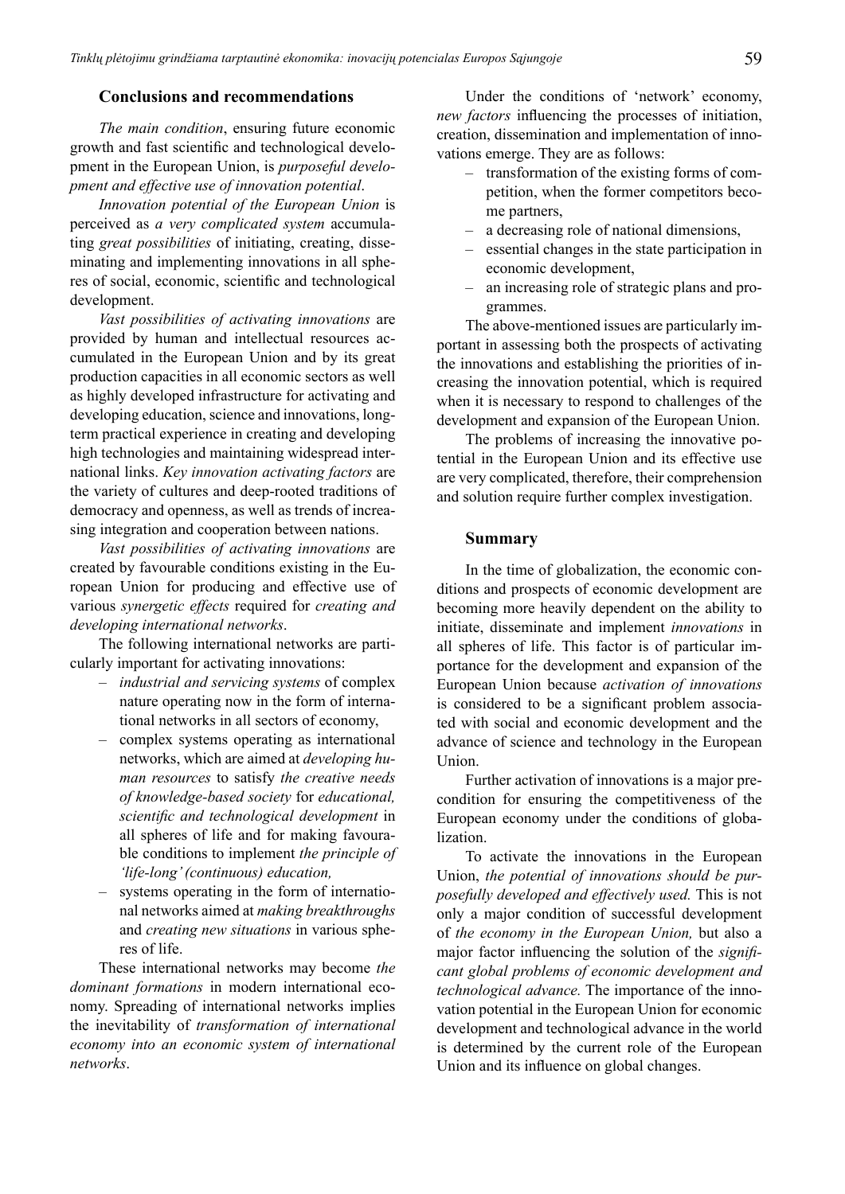## Conclusions and recommendations

*The main condition*, ensuring future economic growth and fast scientific and technological development in the European Union, is *purposeful development and effective use of innovation potential*.

*Innovation potential of the European Union* is perceived as *a very complicated system* accumulating *great possibilities* of initiating, creating, disseminating and implementing innovations in all spheres of social, economic, scientific and technological development.

*Vast possibilities of activating innovations* are provided by human and intellectual resources accumulated in the European Union and by its great production capacities in all economic sectors as well as highly developed infrastructure for activating and developing education, science and innovations, long-term practical experience in creating and developing high technologies and maintaining widespread international links. *Key innovation activating factors* are the variety of cultures and deep-rooted traditions of democracy and openness, as well as trends of increasing integration and cooperation between nations.

*Vast possibilities of activating innovations* are created by favourable conditions existing in the European Union for producing and effective use of various *synergetic effects* required for *creating and developing international networks*.

The following international networks are particularly important for activating innovations:

- *industrial and servicing systems* of complex nature operating now in the form of international networks in all sectors of economy,
- complex systems operating as international networks, which are aimed at *developing human resources* to satisfy *the creative needs of knowledge-based society* for *educational, scientific and technological development* in all spheres of life and for making favourable conditions to implement *the principle of 'life-long' (continuous) education,*
- systems operating in the form of international networks aimed at *making breakthroughs* and *creating new situations* in various spheres of life.

These international networks may become *the dominant formations* in modern international economy. Spreading of international networks implies the inevitability of *transformation of international economy into an economic system of international networks*.

Under the conditions of 'network' economy, *new factors* influencing the processes of initiation, creation, dissemination and implementation of innovations emerge. They are as follows:

- transformation of the existing forms of competition, when the former competitors become partners,
- a decreasing role of national dimensions,
- essential changes in the state participation in economic development,
- an increasing role of strategic plans and programmes.

The above-mentioned issues are particularly important in assessing both the prospects of activating the innovations and establishing the priorities of increasing the innovation potential, which is required when it is necessary to respond to challenges of the development and expansion of the European Union.

The problems of increasing the innovative potential in the European Union and its effective use are very complicated, therefore, their comprehension and solution require further complex investigation.

## Summary

In the time of globalization, the economic conditions and prospects of economic development are becoming more heavily dependent on the ability to initiate, disseminate and implement *innovations* in all spheres of life. This factor is of particular importance for the development and expansion of the European Union because *activation of innovations* is considered to be a significant problem associated with social and economic development and the advance of science and technology in the European Union.

Further activation of innovations is a major precondition for ensuring the competitiveness of the European economy under the conditions of globalization.

To activate the innovations in the European Union, *the potential of innovations should be purposefully developed and effectively used.* This is not only a major condition of successful development of *the economy in the European Union,* but also a major factor influencing the solution of the *significant global problems of economic development and technological advance.* The importance of the innovation potential in the European Union for economic development and technological advance in the world is determined by the current role of the European Union and its influence on global changes.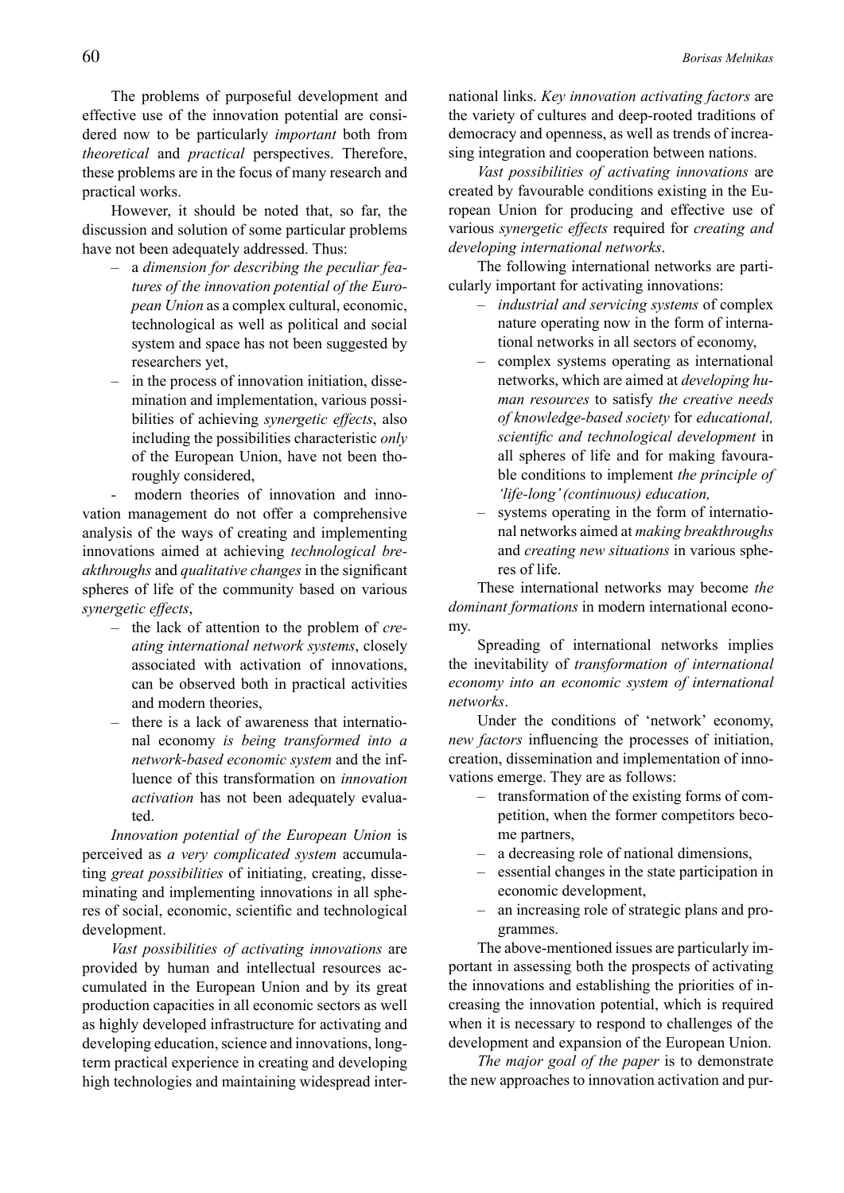The problems of purposeful development and effective use of the innovation potential are considered now to be particularly *important* both from *theoretical* and *practical* perspectives. Therefore, these problems are in the focus of many research and practical works.

However, it should be noted that, so far, the discussion and solution of some particular problems have not been adequately addressed. Thus:

- a *dimension for describing the peculiar features of the innovation potential of the European Union* as a complex cultural, economic, technological as well as political and social system and space has not been suggested by researchers yet,
- in the process of innovation initiation, dissemination and implementation, various possibilities of achieving *synergetic effects*, also including the possibilities characteristic *only* of the European Union, have not been thoroughly considered,
- modern theories of innovation and innovation management do not offer a comprehensive analysis of the ways of creating and implementing innovations aimed at achieving *technological breakthroughs* and *qualitative changes* in the significant spheres of life of the community based on various *synergetic effects*,
- the lack of attention to the problem of *creating international network systems*, closely associated with activation of innovations, can be observed both in practical activities and modern theories,
- there is a lack of awareness that international economy *is being transformed into a network-based economic system* and the influence of this transformation on *innovation activation* has not been adequately evaluated.

*Innovation potential of the European Union* is perceived as *a very complicated system* accumulating *great possibilities* of initiating, creating, disseminating and implementing innovations in all spheres of social, economic, scientific and technological development.

*Vast possibilities of activating innovations* are provided by human and intellectual resources accumulated in the European Union and by its great production capacities in all economic sectors as well as highly developed infrastructure for activating and developing education, science and innovations, long-term practical experience in creating and developing high technologies and maintaining widespread international links. *Key innovation activating factors* are the variety of cultures and deep-rooted traditions of democracy and openness, as well as trends of increasing integration and cooperation between nations.

*Vast possibilities of activating innovations* are created by favourable conditions existing in the European Union for producing and effective use of various *synergetic effects* required for *creating and developing international networks*.

The following international networks are particularly important for activating innovations:

- *industrial and servicing systems* of complex nature operating now in the form of international networks in all sectors of economy,
- complex systems operating as international networks, which are aimed at *developing human resources* to satisfy *the creative needs of knowledge-based society* for *educational, scientific and technological development* in all spheres of life and for making favourable conditions to implement *the principle of 'life-long' (continuous) education,*
- systems operating in the form of international networks aimed at *making breakthroughs* and *creating new situations* in various spheres of life.

These international networks may become *the dominant formations* in modern international economy.

Spreading of international networks implies the inevitability of *transformation of international economy into an economic system of international networks*.

Under the conditions of 'network' economy, *new factors* influencing the processes of initiation, creation, dissemination and implementation of innovations emerge. They are as follows:

- transformation of the existing forms of competition, when the former competitors become partners,
- a decreasing role of national dimensions,
- essential changes in the state participation in economic development,
- an increasing role of strategic plans and programmes.

The above-mentioned issues are particularly important in assessing both the prospects of activating the innovations and establishing the priorities of increasing the innovation potential, which is required when it is necessary to respond to challenges of the development and expansion of the European Union.

*The major goal of the paper* is to demonstrate the new approaches to innovation activation and pur-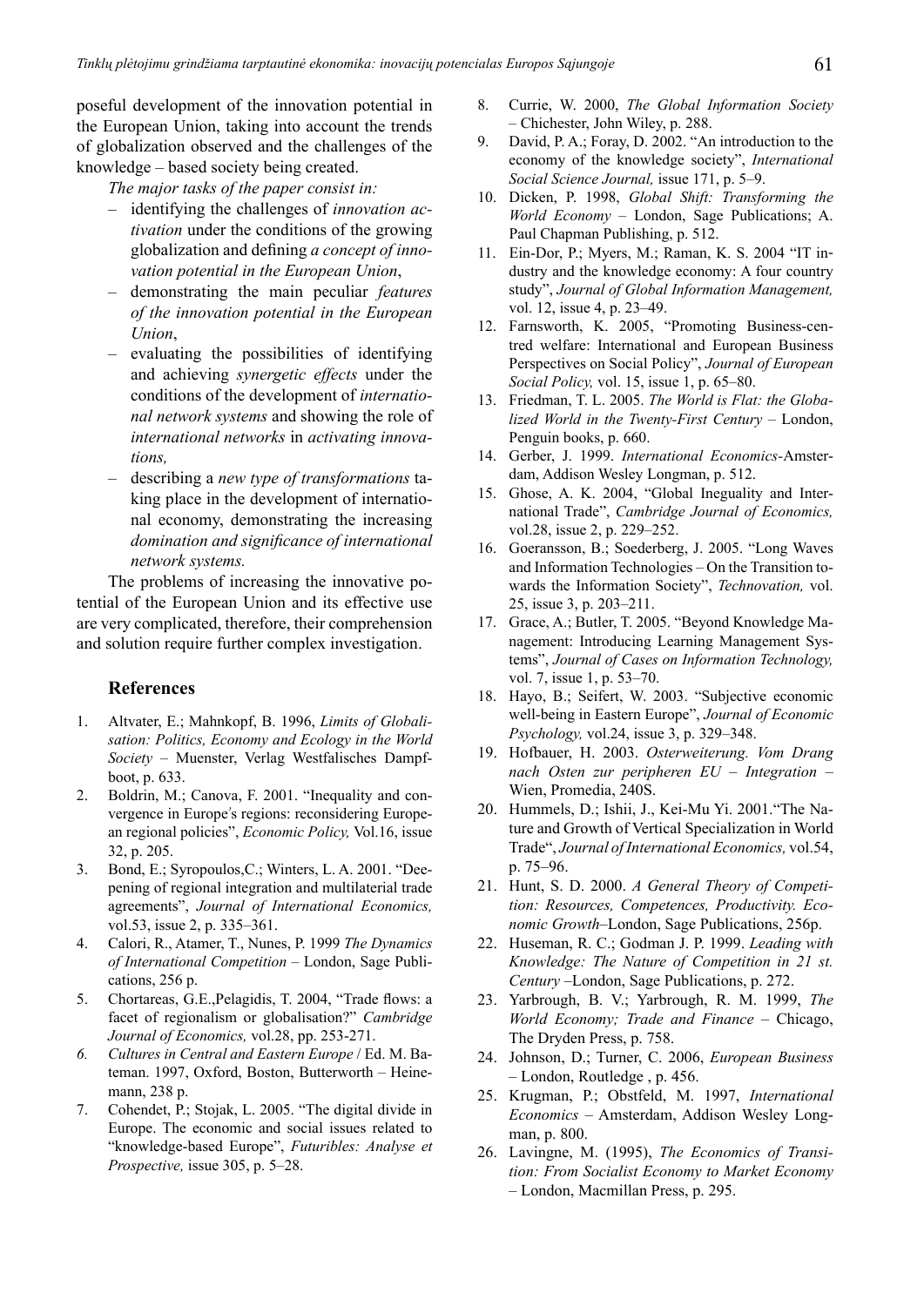poseful development of the innovation potential in the European Union, taking into account the trends of globalization observed and the challenges of the knowledge – based society being created.

*The major tasks of the paper consist in:*

- identifying the challenges of *innovation activation* under the conditions of the growing globalization and defining *a concept of innovation potential in the European Union*,
- demonstrating the main peculiar *features of the innovation potential in the European Union*,
- evaluating the possibilities of identifying and achieving *synergetic effects* under the conditions of the development of *international network systems* and showing the role of *international networks* in *activating innovations,*
- describing a *new type of transformations* taking place in the development of international economy, demonstrating the increasing *domination and significance of international network systems.*

The problems of increasing the innovative potential of the European Union and its effective use are very complicated, therefore, their comprehension and solution require further complex investigation.

## References

1. Altvater, E.; Mahnkopf, B. 1996, *Limits of Globalisation: Politics, Economy and Ecology in the World Society* – Muenster, Verlag Westfalisches Dampfboot, p. 633.
2. Boldrin, M.; Canova, F. 2001. "Inequality and convergence in Europe's regions: reconsidering European regional policies", *Economic Policy,* Vol.16, issue 32, p. 205.
3. Bond, E.; Syropoulos,C.; Winters, L. A. 2001. "Deepening of regional integration and multilaterial trade agreements", *Journal of International Economics,* vol.53, issue 2, p. 335–361.
4. Calori, R., Atamer, T., Nunes, P. 1999 *The Dynamics of International Competition* – London, Sage Publications, 256 p.
5. Chortareas, G.E.,Pelagidis, T. 2004, "Trade flows: a facet of regionalism or globalisation?" *Cambridge Journal of Economics,* vol.28, pp. 253-271.
6. *Cultures in Central and Eastern Europe* / Ed. M. Bateman. 1997, Oxford, Boston, Butterworth – Heinemann, 238 p.
7. Cohendet, P.; Stojak, L. 2005. "The digital divide in Europe. The economic and social issues related to "knowledge-based Europe", *Futuribles: Analyse et Prospective,* issue 305, p. 5–28.
8. Currie, W. 2000, *The Global Information Society* – Chichester, John Wiley, p. 288.
9. David, P. A.; Foray, D. 2002. "An introduction to the economy of the knowledge society", *International Social Science Journal,* issue 171, p. 5–9.
10. Dicken, P. 1998, *Global Shift: Transforming the World Economy* – London, Sage Publications; A. Paul Chapman Publishing, p. 512.
11. Ein-Dor, P.; Myers, M.; Raman, K. S. 2004 "IT industry and the knowledge economy: A four country study", *Journal of Global Information Management,* vol. 12, issue 4, p. 23–49.
12. Farnsworth, K. 2005, "Promoting Business-centred welfare: International and European Business Perspectives on Social Policy", *Journal of European Social Policy,* vol. 15, issue 1, p. 65–80.
13. Friedman, T. L. 2005. *The World is Flat: the Globalized World in the Twenty-First Century* – London, Penguin books, p. 660.
14. Gerber, J. 1999. *International Economics*-Amsterdam, Addison Wesley Longman, p. 512.
15. Ghose, A. K. 2004, "Global Ineguality and International Trade", *Cambridge Journal of Economics,* vol.28, issue 2, p. 229–252.
16. Goeransson, B.; Soederberg, J. 2005. "Long Waves and Information Technologies – On the Transition towards the Information Society", *Technovation,* vol. 25, issue 3, p. 203–211.
17. Grace, A.; Butler, T. 2005. "Beyond Knowledge Management: Introducing Learning Management Systems", *Journal of Cases on Information Technology,* vol. 7, issue 1, p. 53–70.
18. Hayo, B.; Seifert, W. 2003. "Subjective economic well-being in Eastern Europe", *Journal of Economic Psychology,* vol.24, issue 3, p. 329–348.
19. Hofbauer, H. 2003. *Osterweiterung. Vom Drang nach Osten zur peripheren EU – Integration* – Wien, Promedia, 240S.
20. Hummels, D.; Ishii, J., Kei-Mu Yi. 2001."The Nature and Growth of Vertical Specialization in World Trade", *Journal of International Economics,* vol.54, p. 75–96.
21. Hunt, S. D. 2000. *A General Theory of Competition: Resources, Competences, Productivity. Economic Growth*–London, Sage Publications, 256p.
22. Huseman, R. C.; Godman J. P. 1999. *Leading with Knowledge: The Nature of Competition in 21 st. Century* –London, Sage Publications, p. 272.
23. Yarbrough, B. V.; Yarbrough, R. M. 1999, *The World Economy; Trade and Finance* – Chicago, The Dryden Press, p. 758.
24. Johnson, D.; Turner, C. 2006, *European Business* – London, Routledge , p. 456.
25. Krugman, P.; Obstfeld, M. 1997, *International Economics* – Amsterdam, Addison Wesley Longman, p. 800.
26. Lavingne, M. (1995), *The Economics of Transition: From Socialist Economy to Market Economy* – London, Macmillan Press, p. 295.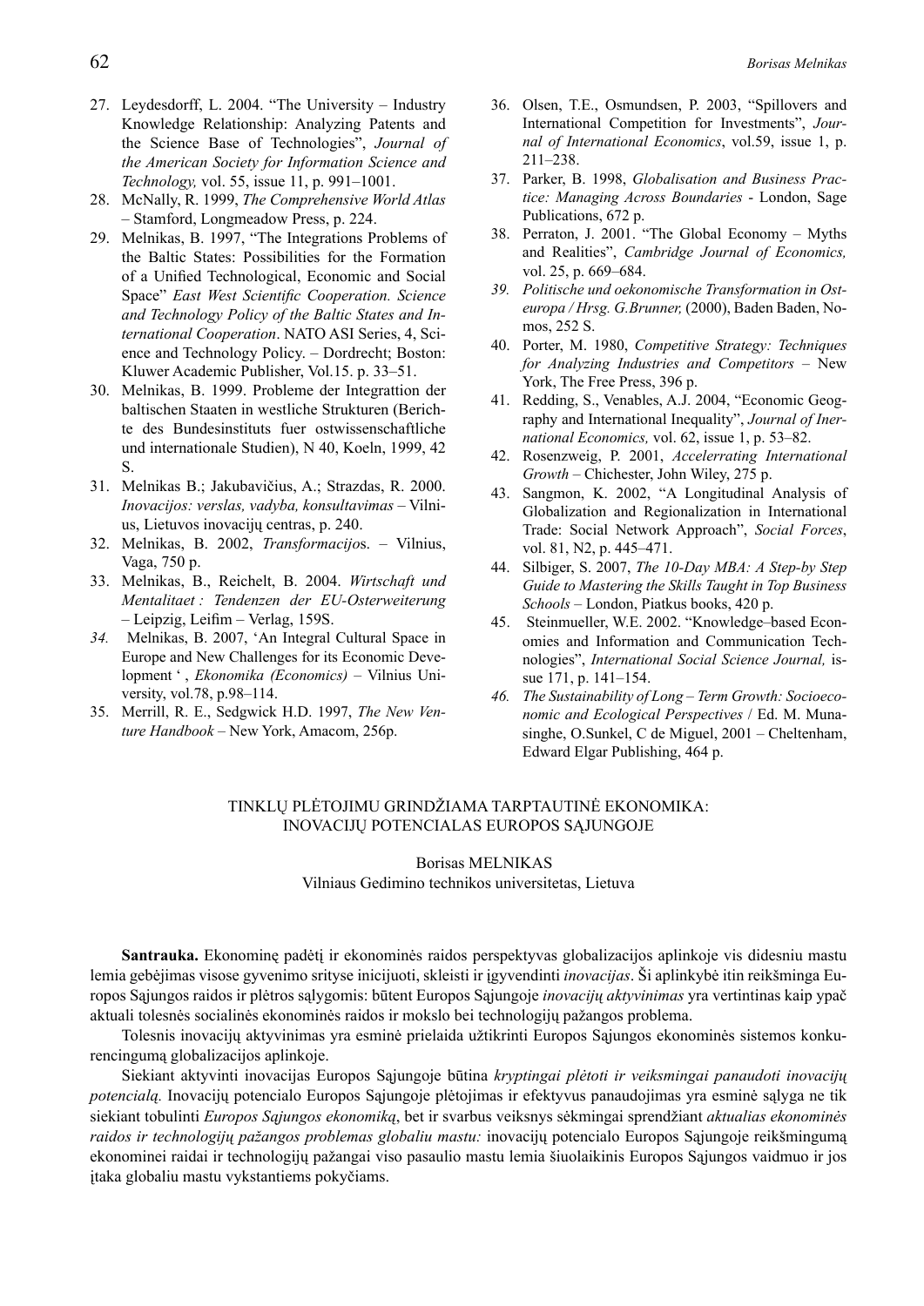27. Leydesdorff, L. 2004. "The University – Industry Knowledge Relationship: Analyzing Patents and the Science Base of Technologies", *Journal of the American Society for Information Science and Technology,* vol. 55, issue 11, p. 991–1001.
28. McNally, R. 1999, *The Comprehensive World Atlas* – Stamford, Longmeadow Press, p. 224.
29. Melnikas, B. 1997, "The Integrations Problems of the Baltic States: Possibilities for the Formation of a Unified Technological, Economic and Social Space" *East West Scientific Cooperation. Science and Technology Policy of the Baltic States and International Cooperation*. NATO ASI Series, 4, Science and Technology Policy. – Dordrecht; Boston: Kluwer Academic Publisher, Vol.15. p. 33–51.
30. Melnikas, B. 1999. Probleme der Integrattion der baltischen Staaten in westliche Strukturen (Berichte des Bundesinstituts fuer ostwissenschaftliche und internationale Studien), N 40, Koeln, 1999, 42 S.
31. Melnikas B.; Jakubavičius, A.; Strazdas, R. 2000. *Inovacijos: verslas, vadyba, konsultavimas* – Vilnius, Lietuvos inovacijų centras, p. 240.
32. Melnikas, B. 2002, *Transformacijo*s. – Vilnius, Vaga, 750 p.
33. Melnikas, B., Reichelt, B. 2004. *Wirtschaft und Mentalitaet : Tendenzen der EU-Osterweiterung* – Leipzig, Leifim – Verlag, 159S.
34. Melnikas, B. 2007, 'An Integral Cultural Space in Europe and New Challenges for its Economic Development ' , *Ekonomika (Economics)* – Vilnius University, vol.78, p.98–114.
35. Merrill, R. E., Sedgwick H.D. 1997, *The New Venture Handbook* – New York, Amacom, 256p.
36. Olsen, T.E., Osmundsen, P. 2003, "Spillovers and International Competition for Investments", *Journal of International Economics*, vol.59, issue 1, p. 211–238.
37. Parker, B. 1998, *Globalisation and Business Practice: Managing Across Boundaries* - London, Sage Publications, 672 p.
38. Perraton, J. 2001. "The Global Economy – Myths and Realities", *Cambridge Journal of Economics,* vol. 25, p. 669–684.
39. *Politische und oekonomische Transformation in Osteuropa / Hrsg. G.Brunner,* (2000), Baden Baden, Nomos, 252 S.
40. Porter, M. 1980, *Competitive Strategy: Techniques for Analyzing Industries and Competitors* – New York, The Free Press, 396 p.
41. Redding, S., Venables, A.J. 2004, "Economic Geography and International Inequality", *Journal of Inernational Economics,* vol. 62, issue 1, p. 53–82.
42. Rosenzweig, P. 2001, *Accelerrating International Growth* – Chichester, John Wiley, 275 p.
43. Sangmon, K. 2002, "A Longitudinal Analysis of Globalization and Regionalization in International Trade: Social Network Approach", *Social Forces*, vol. 81, N2, p. 445–471.
44. Silbiger, S. 2007, *The 10-Day MBA: A Step-by Step Guide to Mastering the Skills Taught in Top Business Schools* – London, Piatkus books, 420 p.
45. Steinmueller, W.E. 2002. "Knowledge–based Economies and Information and Communication Technologies", *International Social Science Journal,* issue 171, p. 141–154.
46. *The Sustainability of Long – Term Growth: Socioeconomic and Ecological Perspectives* / Ed. M. Munasinghe, O.Sunkel, C de Miguel, 2001 – Cheltenham, Edward Elgar Publishing, 464 p.

## TINKLŲ PLĖTOJIMU GRINDŽIAMA TARPTAUTINĖ EKONOMIKA: INOVACIJŲ POTENCIALAS EUROPOS SĄJUNGOJE

Borisas MELNIKAS

Vilniaus Gedimino technikos universitetas, Lietuva

**Santrauka.** Ekonominę padėtį ir ekonominės raidos perspektyvas globalizacijos aplinkoje vis didesniu mastu lemia gebėjimas visose gyvenimo srityse inicijuoti, skleisti ir įgyvendinti *inovacijas*. Ši aplinkybė itin reikšminga Europos Sąjungos raidos ir plėtros sąlygomis: būtent Europos Sąjungoje *inovacijų aktyvinimas* yra vertintinas kaip ypač aktuali tolesnės socialinės ekonominės raidos ir mokslo bei technologijų pažangos problema.

Tolesnis inovacijų aktyvinimas yra esminė prielaida užtikrinti Europos Sąjungos ekonominės sistemos konkurencingumą globalizacijos aplinkoje.

Siekiant aktyvinti inovacijas Europos Sąjungoje būtina *kryptingai plėtoti ir veiksmingai panaudoti inovacijų potencialą.* Inovacijų potencialo Europos Sąjungoje plėtojimas ir efektyvus panaudojimas yra esminė sąlyga ne tik siekiant tobulinti *Europos Sąjungos ekonomiką*, bet ir svarbus veiksnys sėkmingai sprendžiant *aktualias ekonominės raidos ir technologijų pažangos problemas globaliu mastu:* inovacijų potencialo Europos Sąjungoje reikšmingumą ekonominei raidai ir technologijų pažangai viso pasaulio mastu lemia šiuolaikinis Europos Sąjungos vaidmuo ir jos įtaka globaliu mastu vykstantiems pokyčiams.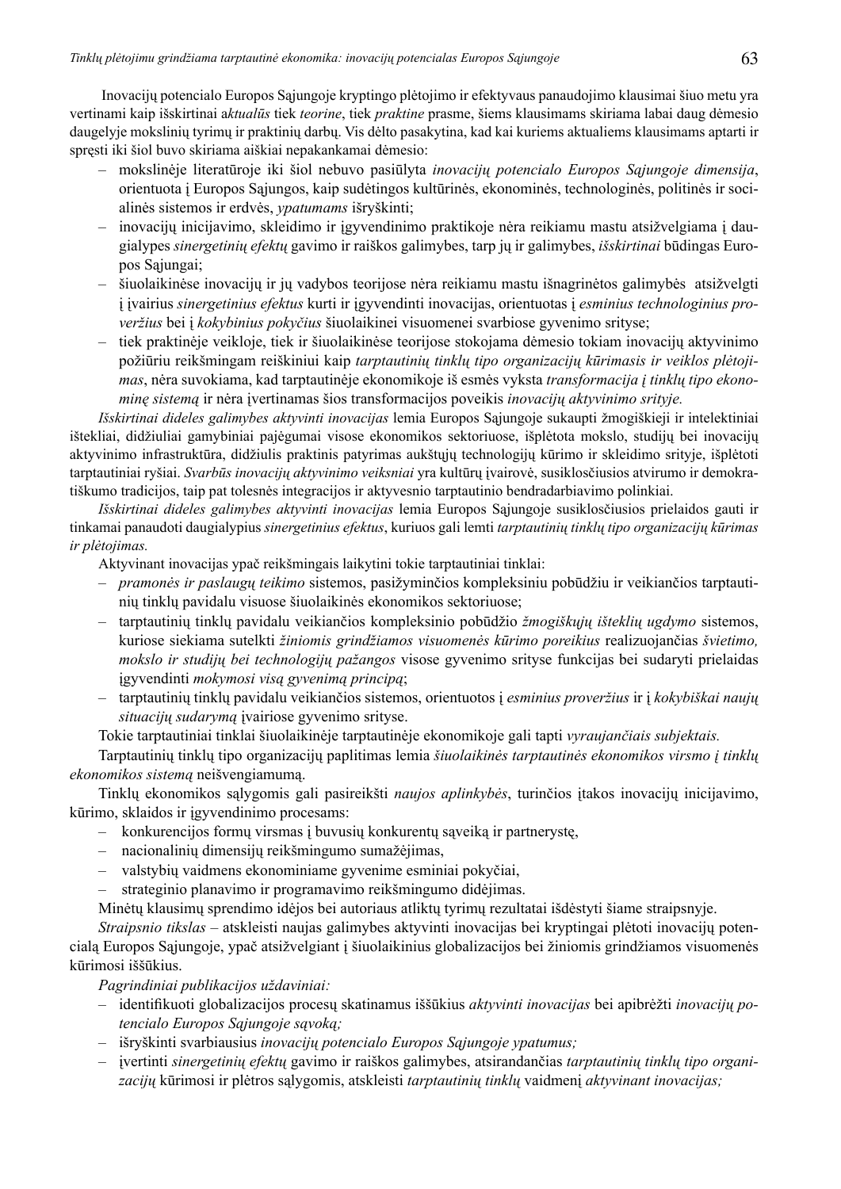Inovacijų potencialo Europos Sąjungoje kryptingo plėtojimo ir efektyvaus panaudojimo klausimai šiuo metu yra vertinami kaip išskirtinai a*ktualūs* tiek *teorine*, tiek *praktine* prasme, šiems klausimams skiriama labai daug dėmesio daugelyje mokslinių tyrimų ir praktinių darbų. Vis dėlto pasakytina, kad kai kuriems aktualiems klausimams aptarti ir spręsti iki šiol buvo skiriama aiškiai nepakankamai dėmesio:

- mokslinėje literatūroje iki šiol nebuvo pasiūlyta *inovacijų potencialo Europos Sąjungoje dimensija*, orientuota į Europos Sąjungos, kaip sudėtingos kultūrinės, ekonominės, technologinės, politinės ir socialinės sistemos ir erdvės, *ypatumams* išryškinti;
- inovacijų inicijavimo, skleidimo ir įgyvendinimo praktikoje nėra reikiamu mastu atsižvelgiama į daugialypes *sinergetinių efektų* gavimo ir raiškos galimybes, tarp jų ir galimybes, *išskirtinai* būdingas Europos Sąjungai;
- šiuolaikinėse inovacijų ir jų vadybos teorijose nėra reikiamu mastu išnagrinėtos galimybės atsižvelgti į įvairius *sinergetinius efektus* kurti ir įgyvendinti inovacijas, orientuotas į *esminius technologinius proveržius* bei į *kokybinius pokyčius* šiuolaikinei visuomenei svarbiose gyvenimo srityse;
- tiek praktinėje veikloje, tiek ir šiuolaikinėse teorijose stokojama dėmesio tokiam inovacijų aktyvinimo požiūriu reikšmingam reiškiniui kaip *tarptautinių tinklų tipo organizacijų kūrimasis ir veiklos plėtojimas*, nėra suvokiama, kad tarptautinėje ekonomikoje iš esmės vyksta *transformacija į tinklų tipo ekonominę sistemą* ir nėra įvertinamas šios transformacijos poveikis *inovacijų aktyvinimo srityje.*

*Išskirtinai dideles galimybes aktyvinti inovacijas* lemia Europos Sąjungoje sukaupti žmogiškieji ir intelektiniai ištekliai, didžiuliai gamybiniai pajėgumai visose ekonomikos sektoriuose, išplėtota mokslo, studijų bei inovacijų aktyvinimo infrastruktūra, didžiulis praktinis patyrimas aukštųjų technologijų kūrimo ir skleidimo srityje, išplėtoti tarptautiniai ryšiai. *Svarbūs inovacijų aktyvinimo veiksniai* yra kultūrų įvairovė, susiklosčiusios atvirumo ir demokratiškumo tradicijos, taip pat tolesnės integracijos ir aktyvesnio tarptautinio bendradarbiavimo polinkiai.

*Išskirtinai dideles galimybes aktyvinti inovacijas* lemia Europos Sąjungoje susiklosčiusios prielaidos gauti ir tinkamai panaudoti daugialypius *sinergetinius efektus*, kuriuos gali lemti *tarptautinių tinklų tipo organizacijų kūrimas ir plėtojimas.*

Aktyvinant inovacijas ypač reikšmingais laikytini tokie tarptautiniai tinklai:

- *pramonės ir paslaugų teikimo* sistemos, pasižyminčios kompleksiniu pobūdžiu ir veikiančios tarptautinių tinklų pavidalu visuose šiuolaikinės ekonomikos sektoriuose;
- tarptautinių tinklų pavidalu veikiančios kompleksinio pobūdžio *žmogiškųjų išteklių ugdymo* sistemos, kuriose siekiama sutelkti *žiniomis grindžiamos visuomenės kūrimo poreikius* realizuojančias *švietimo, mokslo ir studijų bei technologijų pažangos* visose gyvenimo srityse funkcijas bei sudaryti prielaidas įgyvendinti *mokymosi visą gyvenimą principą*;
- tarptautinių tinklų pavidalu veikiančios sistemos, orientuotos į *esminius proveržius* ir į *kokybiškai naujų situacijų sudarymą* įvairiose gyvenimo srityse.

Tokie tarptautiniai tinklai šiuolaikinėje tarptautinėje ekonomikoje gali tapti *vyraujančiais subjektais.*

Tarptautinių tinklų tipo organizacijų paplitimas lemia *šiuolaikinės tarptautinės ekonomikos virsmo į tinklų ekonomikos sistemą* neišvengiamumą.

Tinklų ekonomikos sąlygomis gali pasireikšti *naujos aplinkybės*, turinčios įtakos inovacijų inicijavimo, kūrimo, sklaidos ir įgyvendinimo procesams:

- konkurencijos formų virsmas į buvusių konkurentų sąveiką ir partnerystę,
- nacionalinių dimensijų reikšmingumo sumažėjimas,
- valstybių vaidmens ekonominiame gyvenime esminiai pokyčiai,
- strateginio planavimo ir programavimo reikšmingumo didėjimas.

Minėtų klausimų sprendimo idėjos bei autoriaus atliktų tyrimų rezultatai išdėstyti šiame straipsnyje.

*Straipsnio tikslas* – atskleisti naujas galimybes aktyvinti inovacijas bei kryptingai plėtoti inovacijų potencialą Europos Sąjungoje, ypač atsižvelgiant į šiuolaikinius globalizacijos bei žiniomis grindžiamos visuomenės kūrimosi iššūkius.

*Pagrindiniai publikacijos uždaviniai:*

- identifikuoti globalizacijos procesų skatinamus iššūkius *aktyvinti inovacijas* bei apibrėžti *inovacijų potencialo Europos Sąjungoje sąvoką;*
- išryškinti svarbiausius *inovacijų potencialo Europos Sąjungoje ypatumus;*
- įvertinti *sinergetinių efektų* gavimo ir raiškos galimybes, atsirandančias *tarptautinių tinklų tipo organizacijų* kūrimosi ir plėtros sąlygomis, atskleisti *tarptautinių tinklų* vaidmenį *aktyvinant inovacijas;*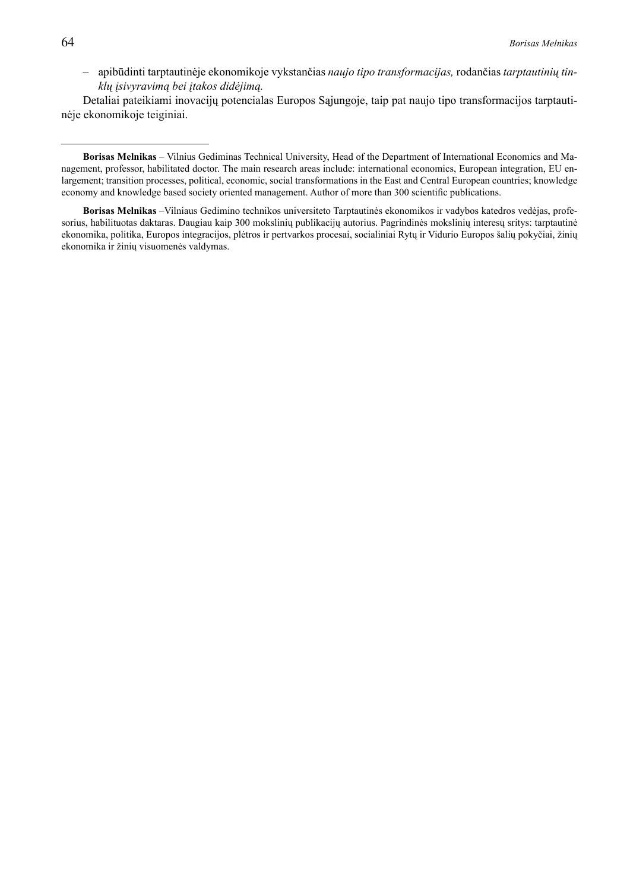– apibūdinti tarptautinėje ekonomikoje vykstančias *naujo tipo transformacijas,* rodančias *tarptautinių tinklų įsivyravimą bei įtakos didėjimą.*

Detaliai pateikiami inovacijų potencialas Europos Sąjungoje, taip pat naujo tipo transformacijos tarptautinėje ekonomikoje teiginiai.

---

**Borisas Melnikas** – Vilnius Gediminas Technical University, Head of the Department of International Economics and Management, professor, habilitated doctor. The main research areas include: international economics, European integration, EU enlargement; transition processes, political, economic, social transformations in the East and Central European countries; knowledge economy and knowledge based society oriented management. Author of more than 300 scientific publications.

**Borisas Melnikas** –Vilniaus Gedimino technikos universiteto Tarptautinės ekonomikos ir vadybos katedros vedėjas, profesorius, habilituotas daktaras. Daugiau kaip 300 mokslinių publikacijų autorius. Pagrindinės mokslinių interesų sritys: tarptautinė ekonomika, politika, Europos integracijos, plėtros ir pertvarkos procesai, socialiniai Rytų ir Vidurio Europos šalių pokyčiai, žinių ekonomika ir žinių visuomenės valdymas.